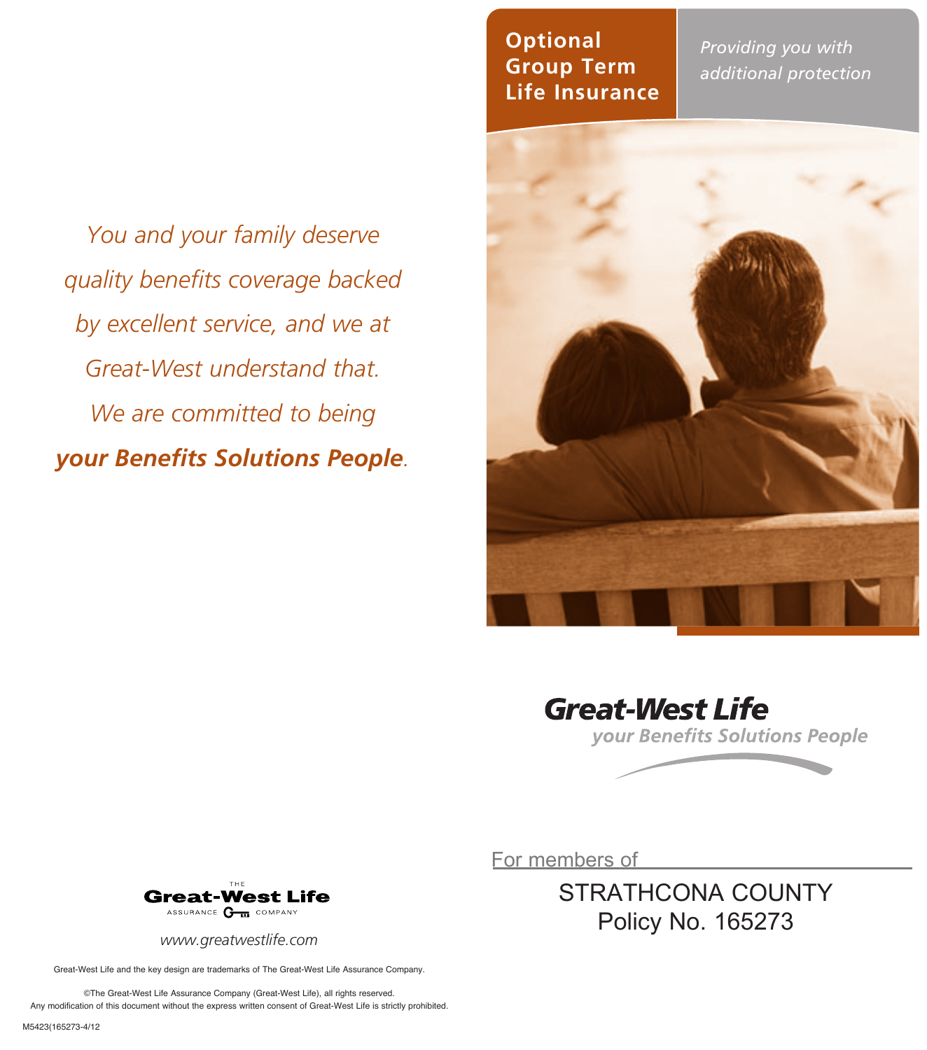# Optional Group Term Life Insurance

*Providing you with additional protection*

*You and your family deserve quality benefits coverage backed by excellent service, and we at Great-West understand that. We are committed to being* ***your Benefits Solutions People****.*

**Great-West Life**
*your Benefits Solutions People*

For members of

STRATHCONA COUNTY
Policy No. 165273

THE Great-West Life ASSURANCE COMPANY

*www.greatwestlife.com*

Great-West Life and the key design are trademarks of The Great-West Life Assurance Company.

©The Great-West Life Assurance Company (Great-West Life), all rights reserved.
Any modification of this document without the express written consent of Great-West Life is strictly prohibited.

M5423(165273-4/12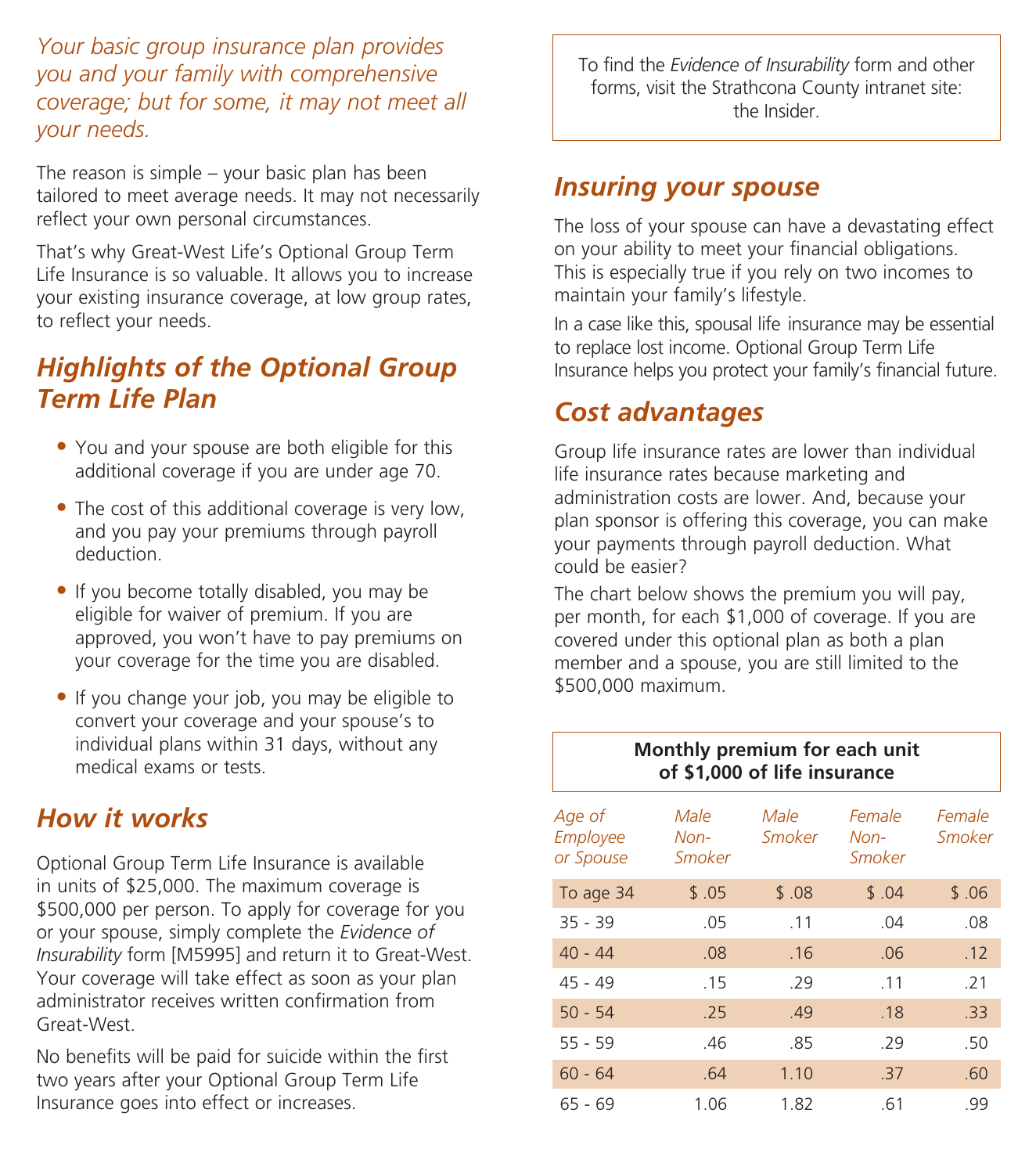*Your basic group insurance plan provides you and your family with comprehensive coverage; but for some, it may not meet all your needs.*

The reason is simple – your basic plan has been tailored to meet average needs. It may not necessarily reflect your own personal circumstances.

That's why Great-West Life's Optional Group Term Life Insurance is so valuable. It allows you to increase your existing insurance coverage, at low group rates, to reflect your needs.

## Highlights of the Optional Group Term Life Plan

- You and your spouse are both eligible for this additional coverage if you are under age 70.
- The cost of this additional coverage is very low, and you pay your premiums through payroll deduction.
- If you become totally disabled, you may be eligible for waiver of premium. If you are approved, you won't have to pay premiums on your coverage for the time you are disabled.
- If you change your job, you may be eligible to convert your coverage and your spouse's to individual plans within 31 days, without any medical exams or tests.

## How it works

Optional Group Term Life Insurance is available in units of $25,000. The maximum coverage is $500,000 per person. To apply for coverage for you or your spouse, simply complete the *Evidence of Insurability* form [M5995] and return it to Great-West. Your coverage will take effect as soon as your plan administrator receives written confirmation from Great-West.

No benefits will be paid for suicide within the first two years after your Optional Group Term Life Insurance goes into effect or increases.

To find the *Evidence of Insurability* form and other forms, visit the Strathcona County intranet site: the Insider.

## Insuring your spouse

The loss of your spouse can have a devastating effect on your ability to meet your financial obligations. This is especially true if you rely on two incomes to maintain your family's lifestyle.

In a case like this, spousal life insurance may be essential to replace lost income. Optional Group Term Life Insurance helps you protect your family's financial future.

## Cost advantages

Group life insurance rates are lower than individual life insurance rates because marketing and administration costs are lower. And, because your plan sponsor is offering this coverage, you can make your payments through payroll deduction. What could be easier?

The chart below shows the premium you will pay, per month, for each $1,000 of coverage. If you are covered under this optional plan as both a plan member and a spouse, you are still limited to the $500,000 maximum.

**Monthly premium for each unit of $1,000 of life insurance**

| *Age of Employee or Spouse* | *Male Non-Smoker* | *Male Smoker* | *Female Non-Smoker* | *Female Smoker* |
|---|---|---|---|---|
| To age 34 | $ .05 | $ .08 | $ .04 | $ .06 |
| 35 - 39 | .05 | .11 | .04 | .08 |
| 40 - 44 | .08 | .16 | .06 | .12 |
| 45 - 49 | .15 | .29 | .11 | .21 |
| 50 - 54 | .25 | .49 | .18 | .33 |
| 55 - 59 | .46 | .85 | .29 | .50 |
| 60 - 64 | .64 | 1.10 | .37 | .60 |
| 65 - 69 | 1.06 | 1.82 | .61 | .99 |